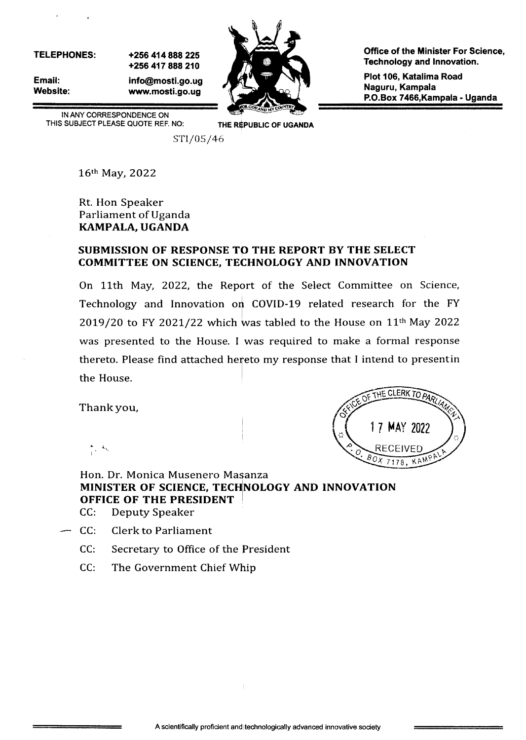**TELEPHONES:** +256 414 888 225
+256 417 888 210

**Email:** info@mosti.go.ug
**Website:** www.mosti.go.ug

**Office of the Minister For Science, Technology and Innovation.**

**Plot 106, Katalima Road**
**Naguru, Kampala**
**P.O.Box 7466,Kampala - Uganda**

IN ANY CORRESPONDENCE ON THIS SUBJECT PLEASE QUOTE REF. NO:

**THE REPUBLIC OF UGANDA**

STI/05/46

16th May, 2022

Rt. Hon Speaker
Parliament of Uganda
**KAMPALA, UGANDA**

**SUBMISSION OF RESPONSE TO THE REPORT BY THE SELECT COMMITTEE ON SCIENCE, TECHNOLOGY AND INNOVATION**

On 11th May, 2022, the Report of the Select Committee on Science, Technology and Innovation on COVID-19 related research for the FY 2019/20 to FY 2021/22 which was tabled to the House on 11th May 2022 was presented to the House. I was required to make a formal response thereto. Please find attached hereto my response that I intend to presentin the House.

Thank you,

OFFICE OF THE CLERK TO PARLIAMENT
17 MAY 2022
RECEIVED
P. O. BOX 7178, KAMPALA

Hon. Dr. Monica Musenero Masanza
**MINISTER OF SCIENCE, TECHNOLOGY AND INNOVATION**
**OFFICE OF THE PRESIDENT**

CC: Deputy Speaker

CC: Clerk to Parliament

CC: Secretary to Office of the President

CC: The Government Chief Whip

A scientifically proficient and technologically advanced innovative society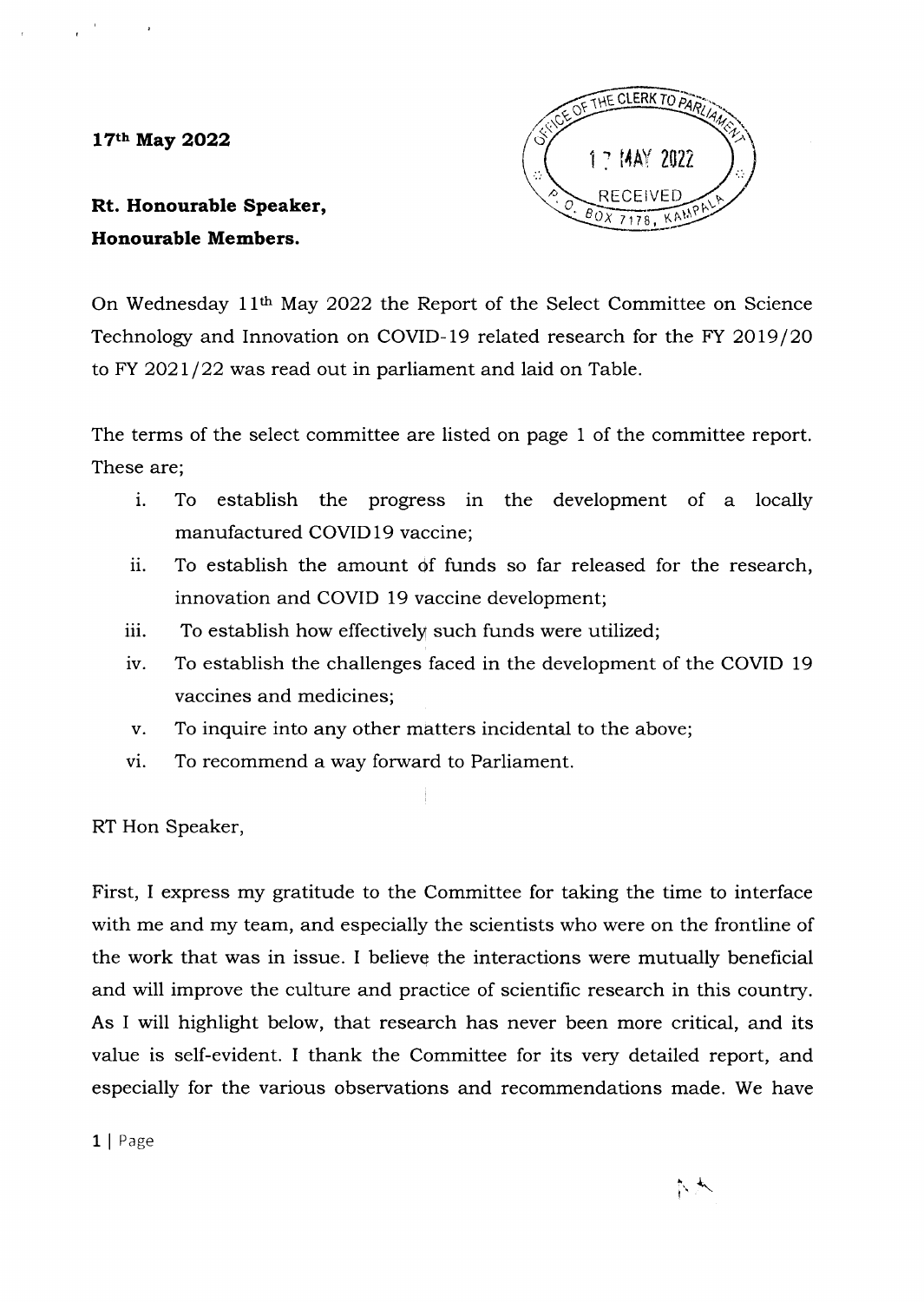**17th May 2022**

**Rt. Honourable Speaker,**
**Honourable Members.**

On Wednesday 11th May 2022 the Report of the Select Committee on Science Technology and Innovation on COVID-19 related research for the FY 2019/20 to FY 2021/22 was read out in parliament and laid on Table.

The terms of the select committee are listed on page 1 of the committee report. These are;

i. To establish the progress in the development of a locally manufactured COVID19 vaccine;
ii. To establish the amount of funds so far released for the research, innovation and COVID 19 vaccine development;
iii. To establish how effectively such funds were utilized;
iv. To establish the challenges faced in the development of the COVID 19 vaccines and medicines;
v. To inquire into any other matters incidental to the above;
vi. To recommend a way forward to Parliament.

RT Hon Speaker,

First, I express my gratitude to the Committee for taking the time to interface with me and my team, and especially the scientists who were on the frontline of the work that was in issue. I believe the interactions were mutually beneficial and will improve the culture and practice of scientific research in this country. As I will highlight below, that research has never been more critical, and its value is self-evident. I thank the Committee for its very detailed report, and especially for the various observations and recommendations made. We have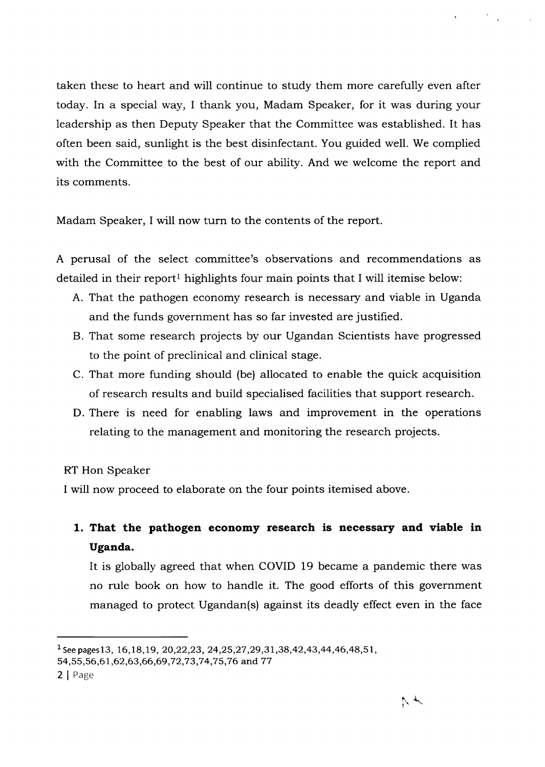taken these to heart and will continue to study them more carefully even after today. In a special way, I thank you, Madam Speaker, for it was during your leadership as then Deputy Speaker that the Committee was established. It has often been said, sunlight is the best disinfectant. You guided well. We complied with the Committee to the best of our ability. And we welcome the report and its comments.

Madam Speaker, I will now turn to the contents of the report.

A perusal of the select committee's observations and recommendations as detailed in their report[1] highlights four main points that I will itemise below:

A. That the pathogen economy research is necessary and viable in Uganda and the funds government has so far invested are justified.
B. That some research projects by our Ugandan Scientists have progressed to the point of preclinical and clinical stage.
C. That more funding should (be) allocated to enable the quick acquisition of research results and build specialised facilities that support research.
D. There is need for enabling laws and improvement in the operations relating to the management and monitoring the research projects.

RT Hon Speaker

I will now proceed to elaborate on the four points itemised above.

1. **That the pathogen economy research is necessary and viable in Uganda.**

   It is globally agreed that when COVID 19 became a pandemic there was no rule book on how to handle it. The good efforts of this government managed to protect Ugandan(s) against its deadly effect even in the face

---

[1] See pages 13, 16,18,19, 20,22,23, 24,25,27,29,31,38,42,43,44,46,48,51, 54,55,56,61,62,63,66,69,72,73,74,75,76 and 77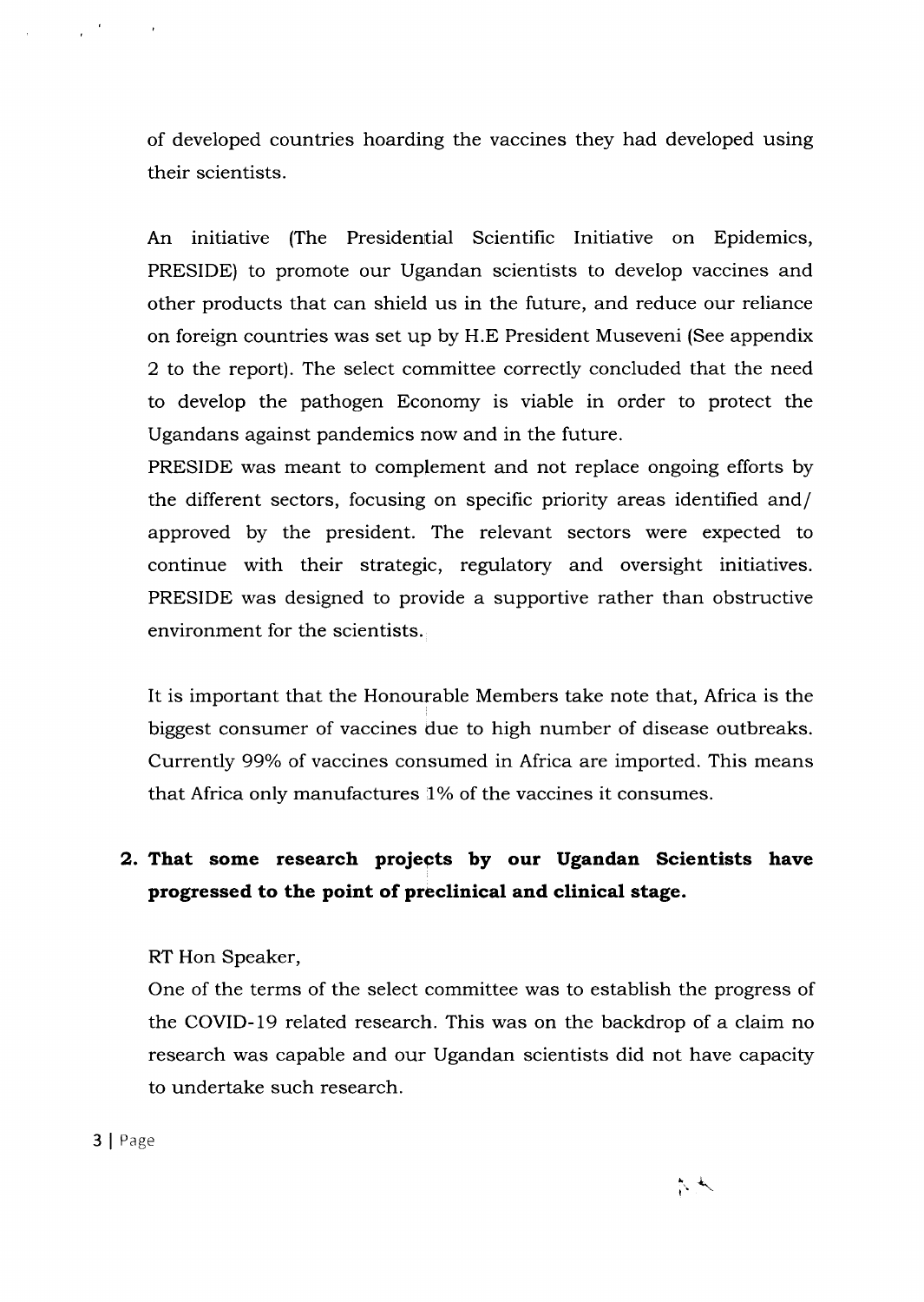of developed countries hoarding the vaccines they had developed using their scientists.

An initiative (The Presidential Scientific Initiative on Epidemics, PRESIDE) to promote our Ugandan scientists to develop vaccines and other products that can shield us in the future, and reduce our reliance on foreign countries was set up by H.E President Museveni (See appendix 2 to the report). The select committee correctly concluded that the need to develop the pathogen Economy is viable in order to protect the Ugandans against pandemics now and in the future.

PRESIDE was meant to complement and not replace ongoing efforts by the different sectors, focusing on specific priority areas identified and/ approved by the president. The relevant sectors were expected to continue with their strategic, regulatory and oversight initiatives. PRESIDE was designed to provide a supportive rather than obstructive environment for the scientists.

It is important that the Honourable Members take note that, Africa is the biggest consumer of vaccines due to high number of disease outbreaks. Currently 99% of vaccines consumed in Africa are imported. This means that Africa only manufactures 1% of the vaccines it consumes.

**2. That some research projects by our Ugandan Scientists have progressed to the point of preclinical and clinical stage.**

RT Hon Speaker,

One of the terms of the select committee was to establish the progress of the COVID-19 related research. This was on the backdrop of a claim no research was capable and our Ugandan scientists did not have capacity to undertake such research.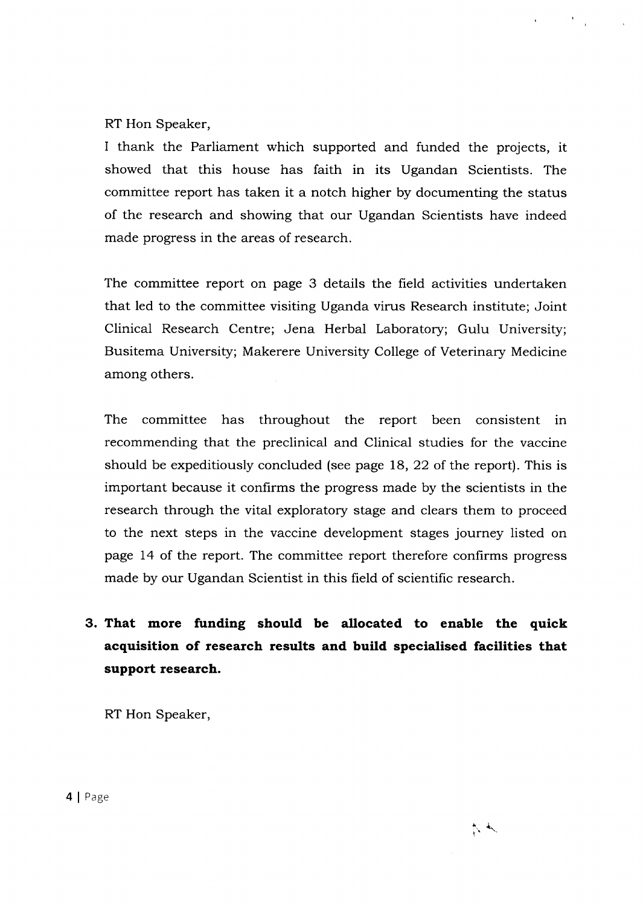RT Hon Speaker,

I thank the Parliament which supported and funded the projects, it showed that this house has faith in its Ugandan Scientists. The committee report has taken it a notch higher by documenting the status of the research and showing that our Ugandan Scientists have indeed made progress in the areas of research.

The committee report on page 3 details the field activities undertaken that led to the committee visiting Uganda virus Research institute; Joint Clinical Research Centre; Jena Herbal Laboratory; Gulu University; Busitema University; Makerere University College of Veterinary Medicine among others.

The committee has throughout the report been consistent in recommending that the preclinical and Clinical studies for the vaccine should be expeditiously concluded (see page 18, 22 of the report). This is important because it confirms the progress made by the scientists in the research through the vital exploratory stage and clears them to proceed to the next steps in the vaccine development stages journey listed on page 14 of the report. The committee report therefore confirms progress made by our Ugandan Scientist in this field of scientific research.

3. **That more funding should be allocated to enable the quick acquisition of research results and build specialised facilities that support research.**

RT Hon Speaker,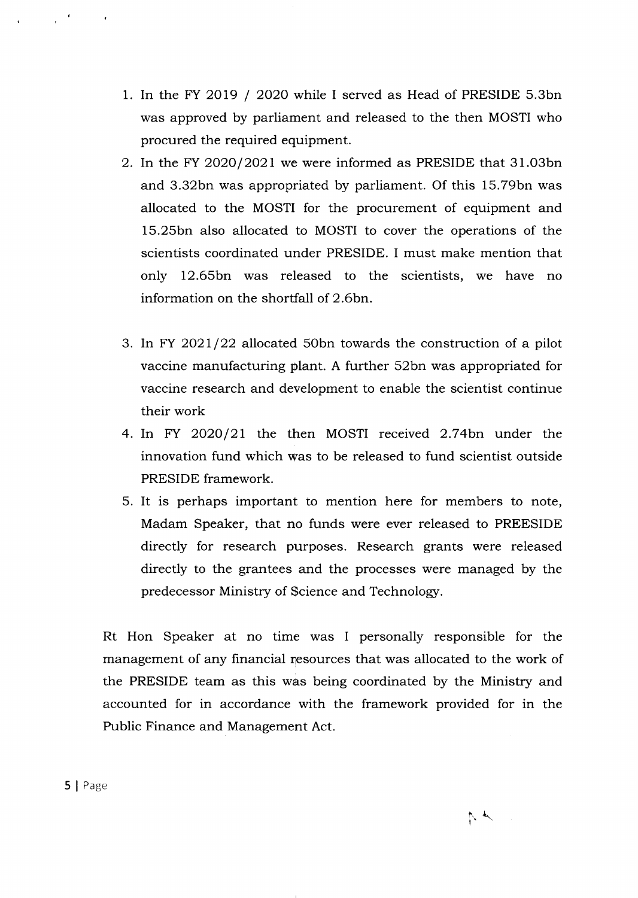1. In the FY 2019 / 2020 while I served as Head of PRESIDE 5.3bn was approved by parliament and released to the then MOSTI who procured the required equipment.
2. In the FY 2020/2021 we were informed as PRESIDE that 31.03bn and 3.32bn was appropriated by parliament. Of this 15.79bn was allocated to the MOSTI for the procurement of equipment and 15.25bn also allocated to MOSTI to cover the operations of the scientists coordinated under PRESIDE. I must make mention that only 12.65bn was released to the scientists, we have no information on the shortfall of 2.6bn.
3. In FY 2021/22 allocated 50bn towards the construction of a pilot vaccine manufacturing plant. A further 52bn was appropriated for vaccine research and development to enable the scientist continue their work
4. In FY 2020/21 the then MOSTI received 2.74bn under the innovation fund which was to be released to fund scientist outside PRESIDE framework.
5. It is perhaps important to mention here for members to note, Madam Speaker, that no funds were ever released to PREESIDE directly for research purposes. Research grants were released directly to the grantees and the processes were managed by the predecessor Ministry of Science and Technology.

Rt Hon Speaker at no time was I personally responsible for the management of any financial resources that was allocated to the work of the PRESIDE team as this was being coordinated by the Ministry and accounted for in accordance with the framework provided for in the Public Finance and Management Act.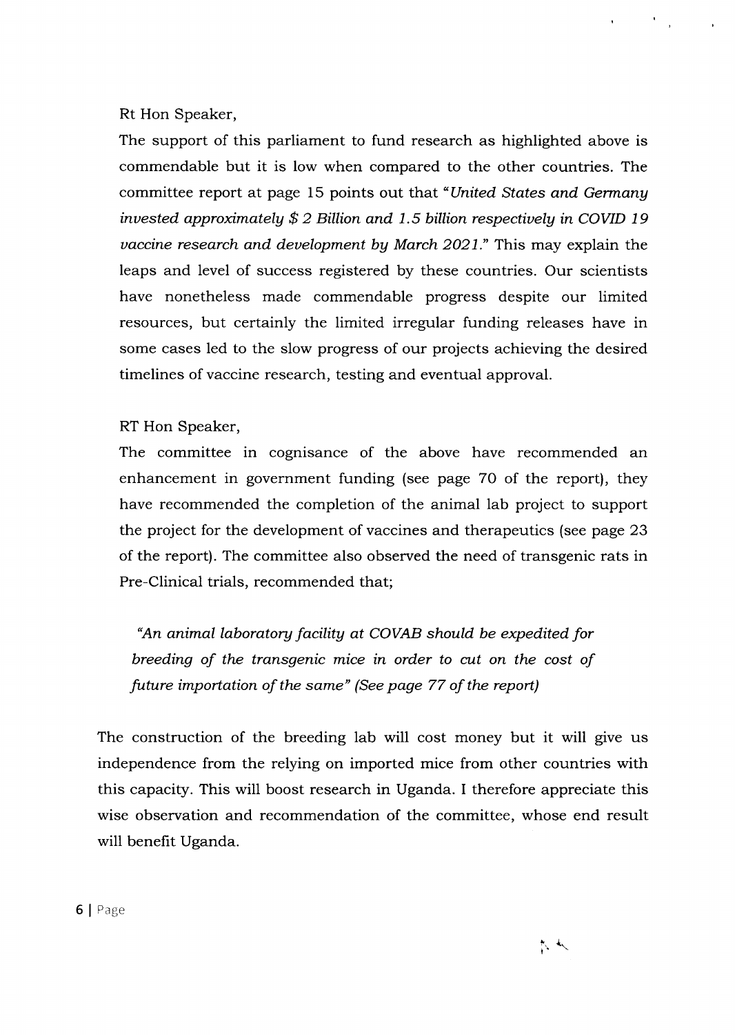Rt Hon Speaker,

The support of this parliament to fund research as highlighted above is commendable but it is low when compared to the other countries. The committee report at page 15 points out that "*United States and Germany invested approximately $ 2 Billion and 1.5 billion respectively in COVID 19 vaccine research and development by March 2021.*" This may explain the leaps and level of success registered by these countries. Our scientists have nonetheless made commendable progress despite our limited resources, but certainly the limited irregular funding releases have in some cases led to the slow progress of our projects achieving the desired timelines of vaccine research, testing and eventual approval.

RT Hon Speaker,

The committee in cognisance of the above have recommended an enhancement in government funding (see page 70 of the report), they have recommended the completion of the animal lab project to support the project for the development of vaccines and therapeutics (see page 23 of the report). The committee also observed the need of transgenic rats in Pre-Clinical trials, recommended that;

> *"An animal laboratory facility at COVAB should be expedited for breeding of the transgenic mice in order to cut on the cost of future importation of the same" (See page 77 of the report)*

The construction of the breeding lab will cost money but it will give us independence from the relying on imported mice from other countries with this capacity. This will boost research in Uganda. I therefore appreciate this wise observation and recommendation of the committee, whose end result will benefit Uganda.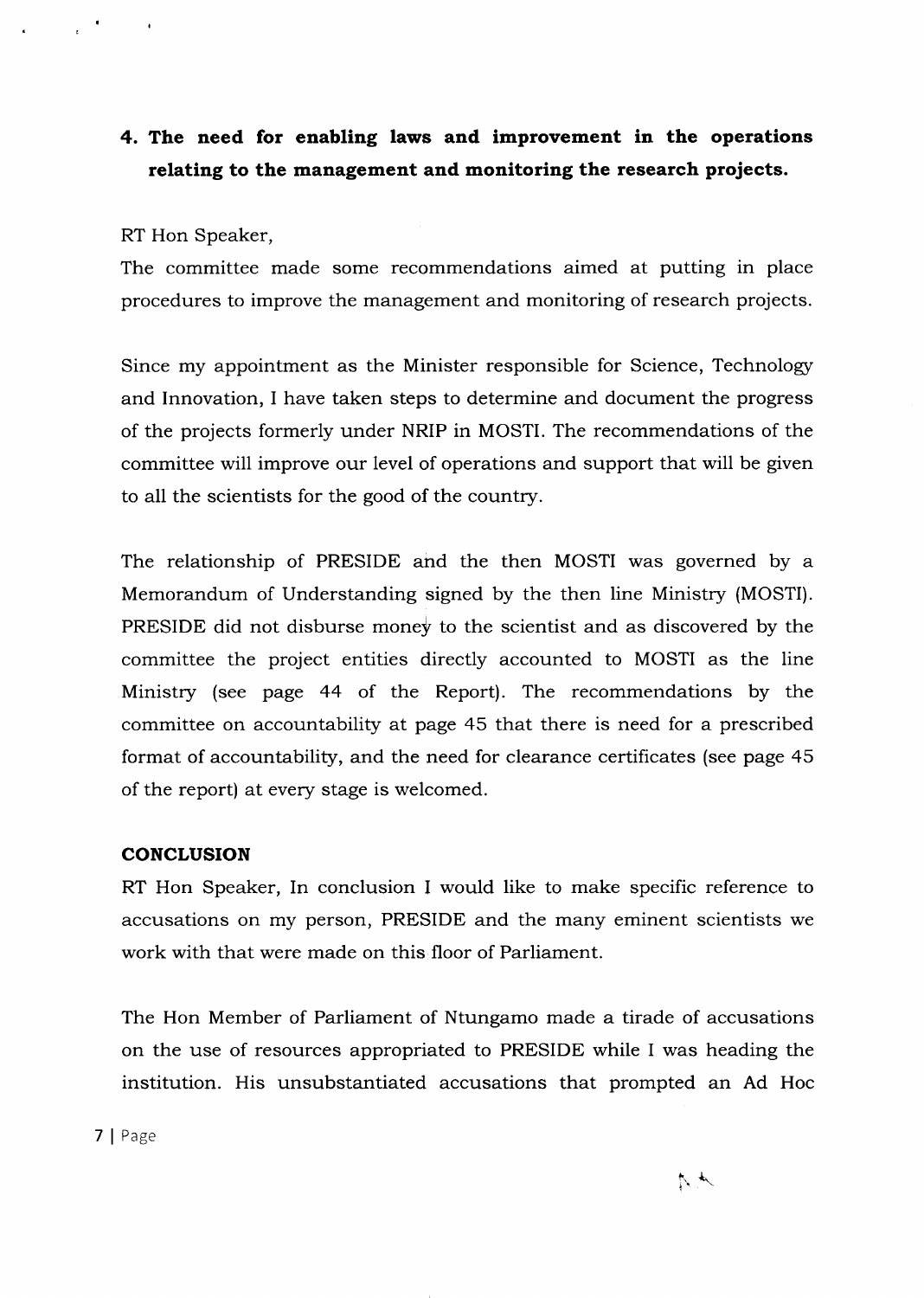## 4. The need for enabling laws and improvement in the operations relating to the management and monitoring the research projects.

RT Hon Speaker,

The committee made some recommendations aimed at putting in place procedures to improve the management and monitoring of research projects.

Since my appointment as the Minister responsible for Science, Technology and Innovation, I have taken steps to determine and document the progress of the projects formerly under NRIP in MOSTI. The recommendations of the committee will improve our level of operations and support that will be given to all the scientists for the good of the country.

The relationship of PRESIDE and the then MOSTI was governed by a Memorandum of Understanding signed by the then line Ministry (MOSTI). PRESIDE did not disburse money to the scientist and as discovered by the committee the project entities directly accounted to MOSTI as the line Ministry (see page 44 of the Report). The recommendations by the committee on accountability at page 45 that there is need for a prescribed format of accountability, and the need for clearance certificates (see page 45 of the report) at every stage is welcomed.

### CONCLUSION

RT Hon Speaker, In conclusion I would like to make specific reference to accusations on my person, PRESIDE and the many eminent scientists we work with that were made on this floor of Parliament.

The Hon Member of Parliament of Ntungamo made a tirade of accusations on the use of resources appropriated to PRESIDE while I was heading the institution. His unsubstantiated accusations that prompted an Ad Hoc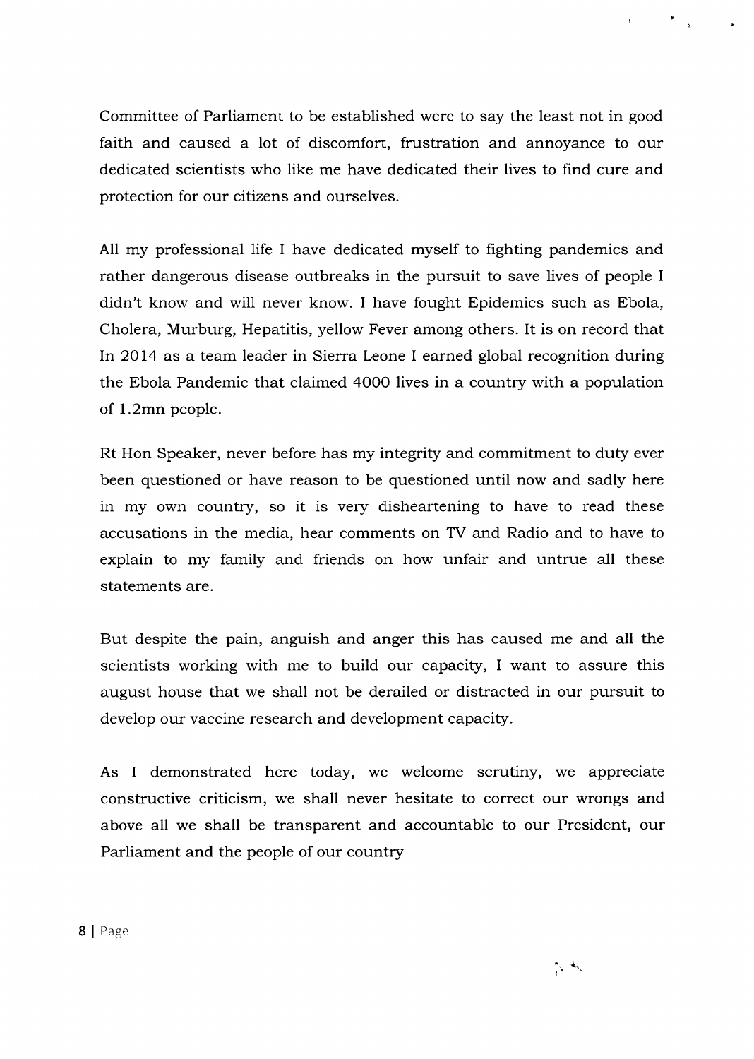Committee of Parliament to be established were to say the least not in good faith and caused a lot of discomfort, frustration and annoyance to our dedicated scientists who like me have dedicated their lives to find cure and protection for our citizens and ourselves.

All my professional life I have dedicated myself to fighting pandemics and rather dangerous disease outbreaks in the pursuit to save lives of people I didn't know and will never know. I have fought Epidemics such as Ebola, Cholera, Murburg, Hepatitis, yellow Fever among others. It is on record that In 2014 as a team leader in Sierra Leone I earned global recognition during the Ebola Pandemic that claimed 4000 lives in a country with a population of 1.2mn people.

Rt Hon Speaker, never before has my integrity and commitment to duty ever been questioned or have reason to be questioned until now and sadly here in my own country, so it is very disheartening to have to read these accusations in the media, hear comments on TV and Radio and to have to explain to my family and friends on how unfair and untrue all these statements are.

But despite the pain, anguish and anger this has caused me and all the scientists working with me to build our capacity, I want to assure this august house that we shall not be derailed or distracted in our pursuit to develop our vaccine research and development capacity.

As I demonstrated here today, we welcome scrutiny, we appreciate constructive criticism, we shall never hesitate to correct our wrongs and above all we shall be transparent and accountable to our President, our Parliament and the people of our country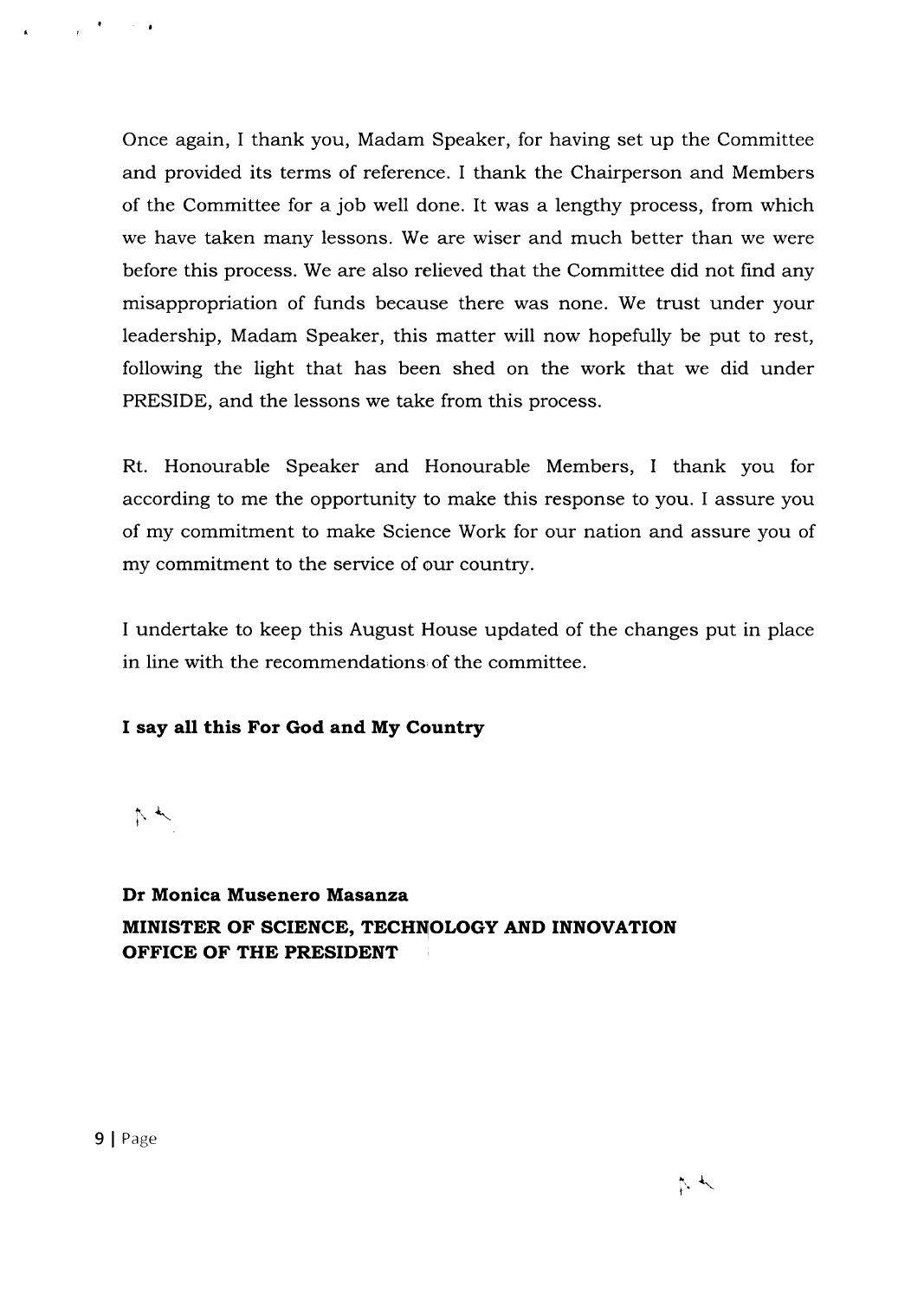Once again, I thank you, Madam Speaker, for having set up the Committee and provided its terms of reference. I thank the Chairperson and Members of the Committee for a job well done. It was a lengthy process, from which we have taken many lessons. We are wiser and much better than we were before this process. We are also relieved that the Committee did not find any misappropriation of funds because there was none. We trust under your leadership, Madam Speaker, this matter will now hopefully be put to rest, following the light that has been shed on the work that we did under PRESIDE, and the lessons we take from this process.

Rt. Honourable Speaker and Honourable Members, I thank you for according to me the opportunity to make this response to you. I assure you of my commitment to make Science Work for our nation and assure you of my commitment to the service of our country.

I undertake to keep this August House updated of the changes put in place in line with the recommendations of the committee.

**I say all this For God and My Country**

**Dr Monica Musenero Masanza**

**MINISTER OF SCIENCE, TECHNOLOGY AND INNOVATION**
**OFFICE OF THE PRESIDENT**